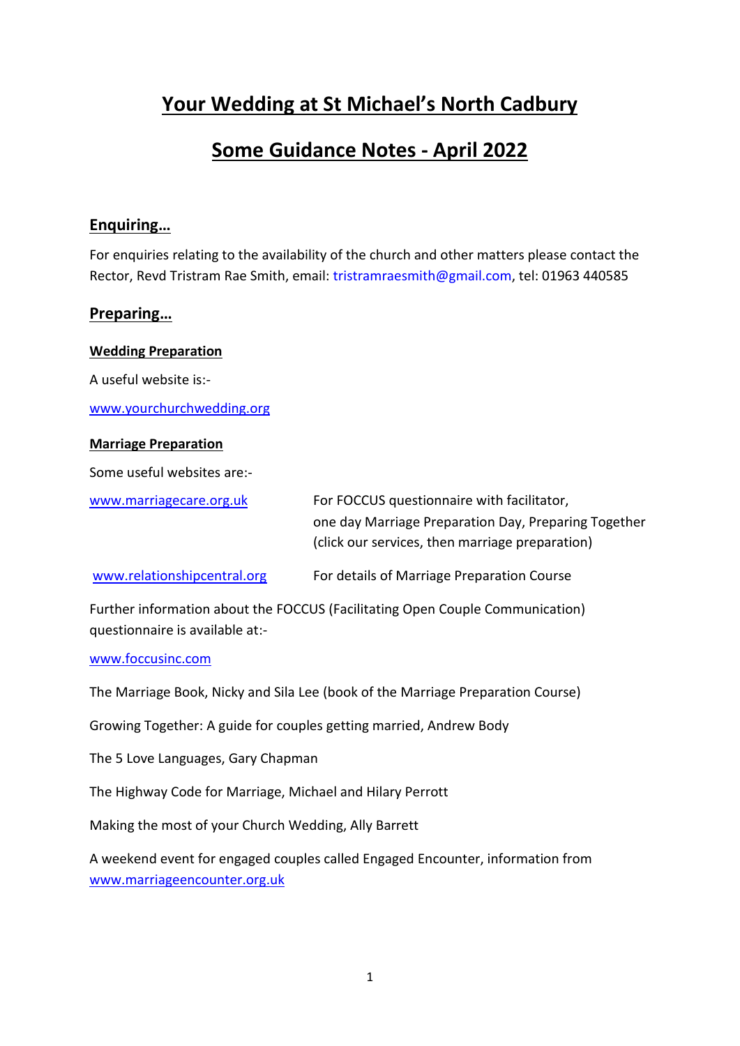# Your Wedding at St Michael's North Cadbury

# Some Guidance Notes - April 2022

## Enquiring…

For enquiries relating to the availability of the church and other matters please contact the Rector, Revd Tristram Rae Smith, email: tristramraesmith@gmail.com, tel: 01963 440585

## Preparing…

### Wedding Preparation

A useful website is:-

www.yourchurchwedding.org

### Marriage Preparation

Some useful websites are:-

| | |
|---|---|
| www.marriagecare.org.uk | For FOCCUS questionnaire with facilitator, one day Marriage Preparation Day, Preparing Together (click our services, then marriage preparation) |
| www.relationshipcentral.org | For details of Marriage Preparation Course |

Further information about the FOCCUS (Facilitating Open Couple Communication) questionnaire is available at:-

www.foccusinc.com

The Marriage Book, Nicky and Sila Lee (book of the Marriage Preparation Course)

Growing Together: A guide for couples getting married, Andrew Body

The 5 Love Languages, Gary Chapman

The Highway Code for Marriage, Michael and Hilary Perrott

Making the most of your Church Wedding, Ally Barrett

A weekend event for engaged couples called Engaged Encounter, information from www.marriageencounter.org.uk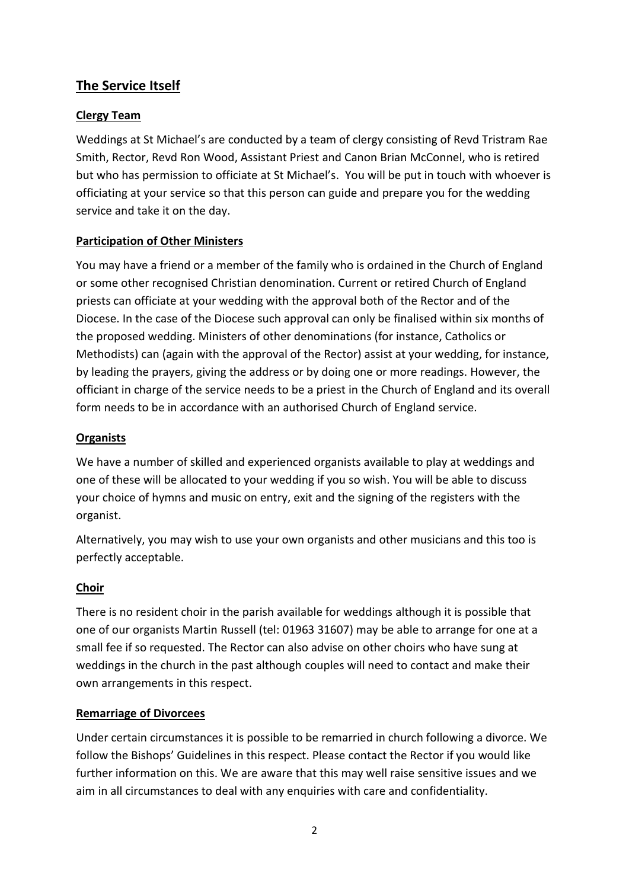## The Service Itself

### Clergy Team

Weddings at St Michael's are conducted by a team of clergy consisting of Revd Tristram Rae Smith, Rector, Revd Ron Wood, Assistant Priest and Canon Brian McConnel, who is retired but who has permission to officiate at St Michael's. You will be put in touch with whoever is officiating at your service so that this person can guide and prepare you for the wedding service and take it on the day.

### Participation of Other Ministers

You may have a friend or a member of the family who is ordained in the Church of England or some other recognised Christian denomination. Current or retired Church of England priests can officiate at your wedding with the approval both of the Rector and of the Diocese. In the case of the Diocese such approval can only be finalised within six months of the proposed wedding. Ministers of other denominations (for instance, Catholics or Methodists) can (again with the approval of the Rector) assist at your wedding, for instance, by leading the prayers, giving the address or by doing one or more readings. However, the officiant in charge of the service needs to be a priest in the Church of England and its overall form needs to be in accordance with an authorised Church of England service.

### Organists

We have a number of skilled and experienced organists available to play at weddings and one of these will be allocated to your wedding if you so wish. You will be able to discuss your choice of hymns and music on entry, exit and the signing of the registers with the organist.

Alternatively, you may wish to use your own organists and other musicians and this too is perfectly acceptable.

### Choir

There is no resident choir in the parish available for weddings although it is possible that one of our organists Martin Russell (tel: 01963 31607) may be able to arrange for one at a small fee if so requested. The Rector can also advise on other choirs who have sung at weddings in the church in the past although couples will need to contact and make their own arrangements in this respect.

### Remarriage of Divorcees

Under certain circumstances it is possible to be remarried in church following a divorce. We follow the Bishops' Guidelines in this respect. Please contact the Rector if you would like further information on this. We are aware that this may well raise sensitive issues and we aim in all circumstances to deal with any enquiries with care and confidentiality.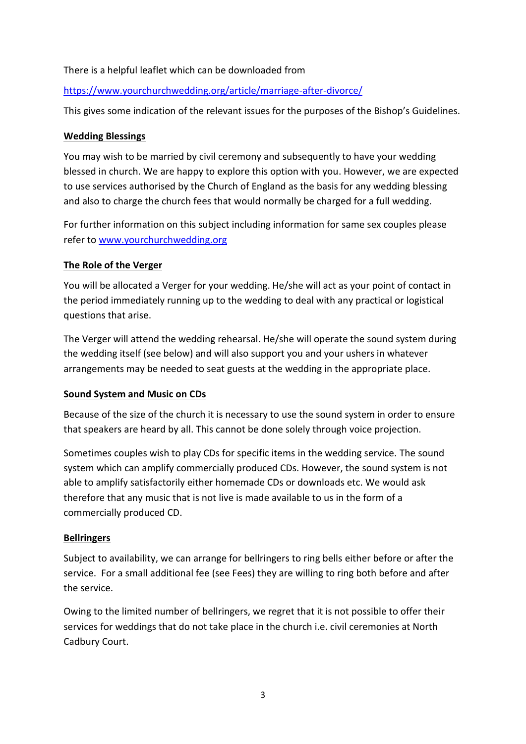There is a helpful leaflet which can be downloaded from

https://www.yourchurchwedding.org/article/marriage-after-divorce/

This gives some indication of the relevant issues for the purposes of the Bishop's Guidelines.

## Wedding Blessings

You may wish to be married by civil ceremony and subsequently to have your wedding blessed in church. We are happy to explore this option with you. However, we are expected to use services authorised by the Church of England as the basis for any wedding blessing and also to charge the church fees that would normally be charged for a full wedding.

For further information on this subject including information for same sex couples please refer to www.yourchurchwedding.org

## The Role of the Verger

You will be allocated a Verger for your wedding. He/she will act as your point of contact in the period immediately running up to the wedding to deal with any practical or logistical questions that arise.

The Verger will attend the wedding rehearsal. He/she will operate the sound system during the wedding itself (see below) and will also support you and your ushers in whatever arrangements may be needed to seat guests at the wedding in the appropriate place.

## Sound System and Music on CDs

Because of the size of the church it is necessary to use the sound system in order to ensure that speakers are heard by all. This cannot be done solely through voice projection.

Sometimes couples wish to play CDs for specific items in the wedding service. The sound system which can amplify commercially produced CDs. However, the sound system is not able to amplify satisfactorily either homemade CDs or downloads etc. We would ask therefore that any music that is not live is made available to us in the form of a commercially produced CD.

## Bellringers

Subject to availability, we can arrange for bellringers to ring bells either before or after the service. For a small additional fee (see Fees) they are willing to ring both before and after the service.

Owing to the limited number of bellringers, we regret that it is not possible to offer their services for weddings that do not take place in the church i.e. civil ceremonies at North Cadbury Court.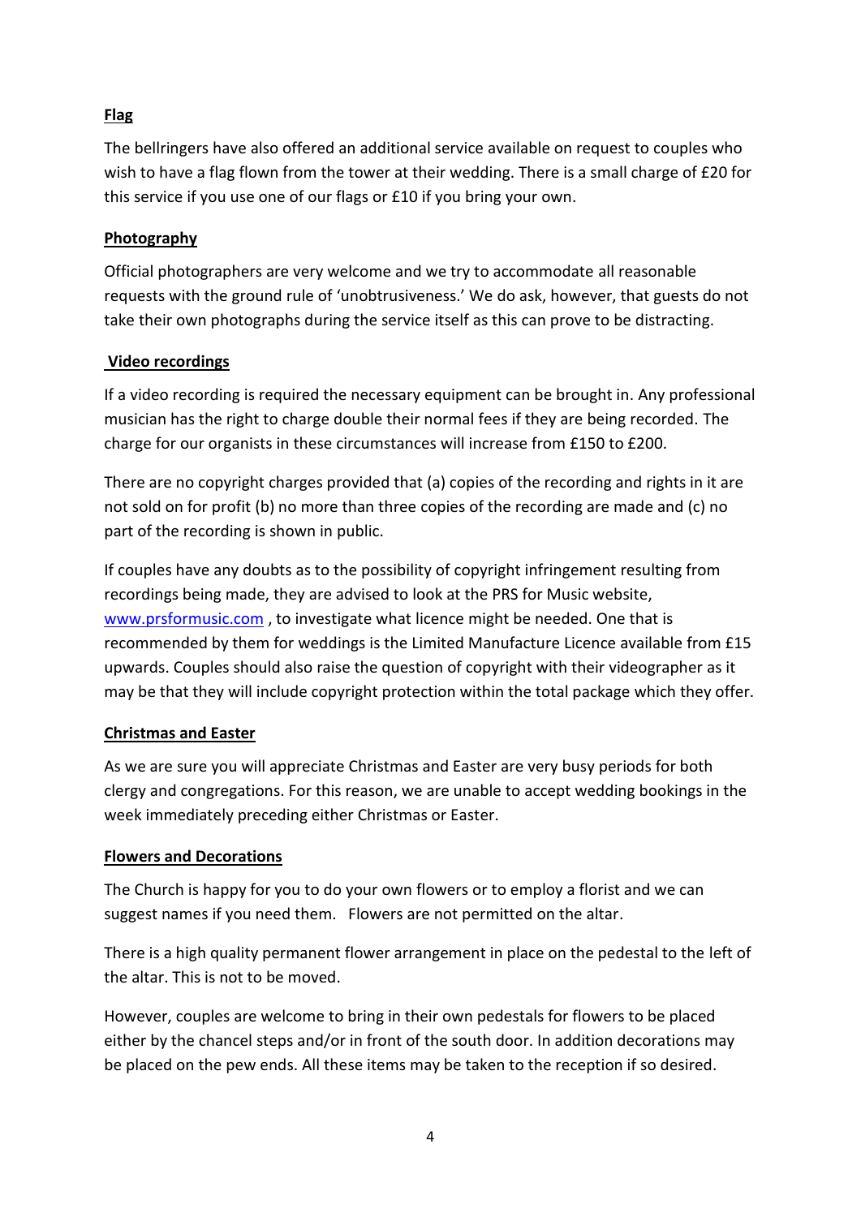**Flag**

The bellringers have also offered an additional service available on request to couples who wish to have a flag flown from the tower at their wedding. There is a small charge of £20 for this service if you use one of our flags or £10 if you bring your own.

**Photography**

Official photographers are very welcome and we try to accommodate all reasonable requests with the ground rule of 'unobtrusiveness.' We do ask, however, that guests do not take their own photographs during the service itself as this can prove to be distracting.

**Video recordings**

If a video recording is required the necessary equipment can be brought in. Any professional musician has the right to charge double their normal fees if they are being recorded. The charge for our organists in these circumstances will increase from £150 to £200.

There are no copyright charges provided that (a) copies of the recording and rights in it are not sold on for profit (b) no more than three copies of the recording are made and (c) no part of the recording is shown in public.

If couples have any doubts as to the possibility of copyright infringement resulting from recordings being made, they are advised to look at the PRS for Music website, [www.prsformusic.com](http://www.prsformusic.com) , to investigate what licence might be needed. One that is recommended by them for weddings is the Limited Manufacture Licence available from £15 upwards. Couples should also raise the question of copyright with their videographer as it may be that they will include copyright protection within the total package which they offer.

**Christmas and Easter**

As we are sure you will appreciate Christmas and Easter are very busy periods for both clergy and congregations. For this reason, we are unable to accept wedding bookings in the week immediately preceding either Christmas or Easter.

**Flowers and Decorations**

The Church is happy for you to do your own flowers or to employ a florist and we can suggest names if you need them. Flowers are not permitted on the altar.

There is a high quality permanent flower arrangement in place on the pedestal to the left of the altar. This is not to be moved.

However, couples are welcome to bring in their own pedestals for flowers to be placed either by the chancel steps and/or in front of the south door. In addition decorations may be placed on the pew ends. All these items may be taken to the reception if so desired.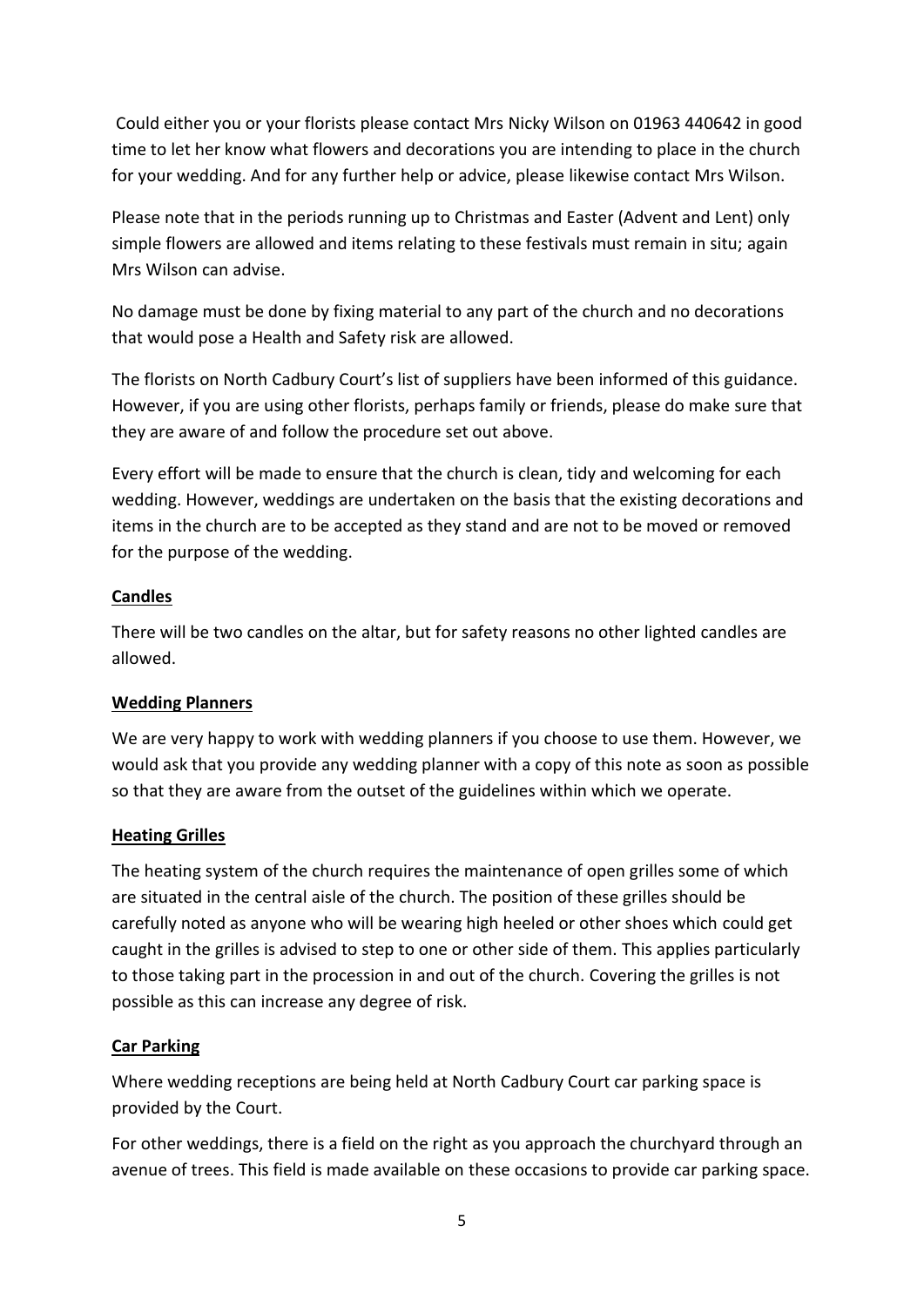Could either you or your florists please contact Mrs Nicky Wilson on 01963 440642 in good time to let her know what flowers and decorations you are intending to place in the church for your wedding. And for any further help or advice, please likewise contact Mrs Wilson.

Please note that in the periods running up to Christmas and Easter (Advent and Lent) only simple flowers are allowed and items relating to these festivals must remain in situ; again Mrs Wilson can advise.

No damage must be done by fixing material to any part of the church and no decorations that would pose a Health and Safety risk are allowed.

The florists on North Cadbury Court's list of suppliers have been informed of this guidance. However, if you are using other florists, perhaps family or friends, please do make sure that they are aware of and follow the procedure set out above.

Every effort will be made to ensure that the church is clean, tidy and welcoming for each wedding. However, weddings are undertaken on the basis that the existing decorations and items in the church are to be accepted as they stand and are not to be moved or removed for the purpose of the wedding.

**Candles**

There will be two candles on the altar, but for safety reasons no other lighted candles are allowed.

**Wedding Planners**

We are very happy to work with wedding planners if you choose to use them. However, we would ask that you provide any wedding planner with a copy of this note as soon as possible so that they are aware from the outset of the guidelines within which we operate.

**Heating Grilles**

The heating system of the church requires the maintenance of open grilles some of which are situated in the central aisle of the church. The position of these grilles should be carefully noted as anyone who will be wearing high heeled or other shoes which could get caught in the grilles is advised to step to one or other side of them. This applies particularly to those taking part in the procession in and out of the church. Covering the grilles is not possible as this can increase any degree of risk.

**Car Parking**

Where wedding receptions are being held at North Cadbury Court car parking space is provided by the Court.

For other weddings, there is a field on the right as you approach the churchyard through an avenue of trees. This field is made available on these occasions to provide car parking space.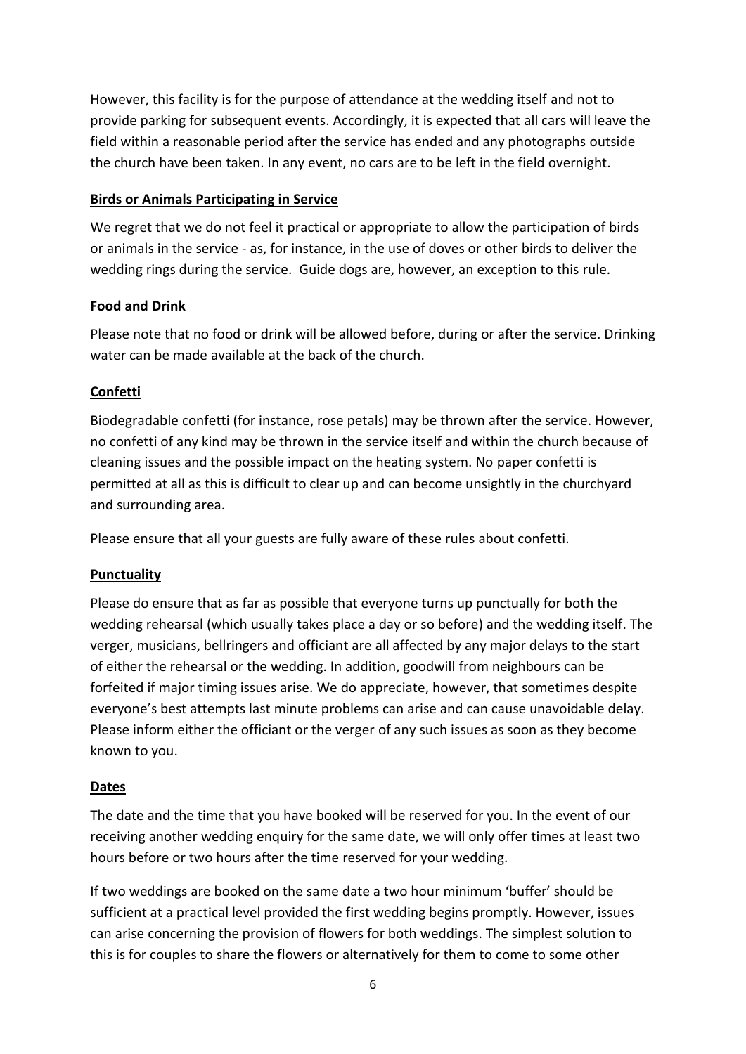However, this facility is for the purpose of attendance at the wedding itself and not to provide parking for subsequent events. Accordingly, it is expected that all cars will leave the field within a reasonable period after the service has ended and any photographs outside the church have been taken. In any event, no cars are to be left in the field overnight.

**Birds or Animals Participating in Service**

We regret that we do not feel it practical or appropriate to allow the participation of birds or animals in the service - as, for instance, in the use of doves or other birds to deliver the wedding rings during the service. Guide dogs are, however, an exception to this rule.

**Food and Drink**

Please note that no food or drink will be allowed before, during or after the service. Drinking water can be made available at the back of the church.

**Confetti**

Biodegradable confetti (for instance, rose petals) may be thrown after the service. However, no confetti of any kind may be thrown in the service itself and within the church because of cleaning issues and the possible impact on the heating system. No paper confetti is permitted at all as this is difficult to clear up and can become unsightly in the churchyard and surrounding area.

Please ensure that all your guests are fully aware of these rules about confetti.

**Punctuality**

Please do ensure that as far as possible that everyone turns up punctually for both the wedding rehearsal (which usually takes place a day or so before) and the wedding itself. The verger, musicians, bellringers and officiant are all affected by any major delays to the start of either the rehearsal or the wedding. In addition, goodwill from neighbours can be forfeited if major timing issues arise. We do appreciate, however, that sometimes despite everyone's best attempts last minute problems can arise and can cause unavoidable delay. Please inform either the officiant or the verger of any such issues as soon as they become known to you.

**Dates**

The date and the time that you have booked will be reserved for you. In the event of our receiving another wedding enquiry for the same date, we will only offer times at least two hours before or two hours after the time reserved for your wedding.

If two weddings are booked on the same date a two hour minimum 'buffer' should be sufficient at a practical level provided the first wedding begins promptly. However, issues can arise concerning the provision of flowers for both weddings. The simplest solution to this is for couples to share the flowers or alternatively for them to come to some other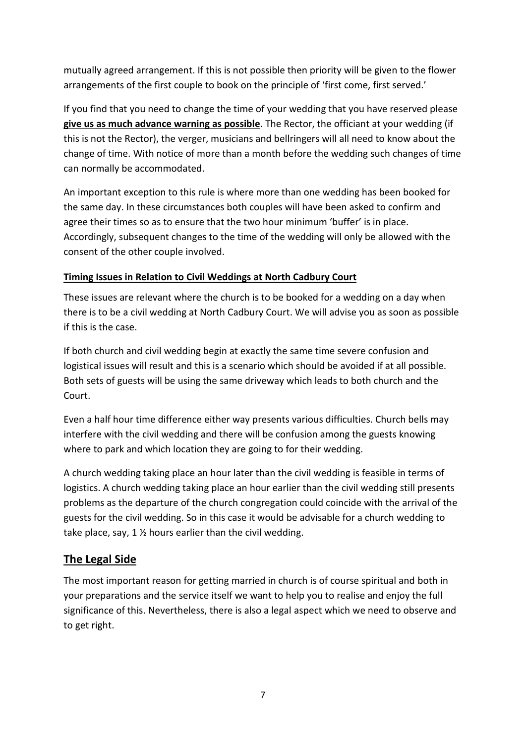mutually agreed arrangement. If this is not possible then priority will be given to the flower arrangements of the first couple to book on the principle of 'first come, first served.'

If you find that you need to change the time of your wedding that you have reserved please **give us as much advance warning as possible**. The Rector, the officiant at your wedding (if this is not the Rector), the verger, musicians and bellringers will all need to know about the change of time. With notice of more than a month before the wedding such changes of time can normally be accommodated.

An important exception to this rule is where more than one wedding has been booked for the same day. In these circumstances both couples will have been asked to confirm and agree their times so as to ensure that the two hour minimum 'buffer' is in place. Accordingly, subsequent changes to the time of the wedding will only be allowed with the consent of the other couple involved.

### Timing Issues in Relation to Civil Weddings at North Cadbury Court

These issues are relevant where the church is to be booked for a wedding on a day when there is to be a civil wedding at North Cadbury Court. We will advise you as soon as possible if this is the case.

If both church and civil wedding begin at exactly the same time severe confusion and logistical issues will result and this is a scenario which should be avoided if at all possible. Both sets of guests will be using the same driveway which leads to both church and the Court.

Even a half hour time difference either way presents various difficulties. Church bells may interfere with the civil wedding and there will be confusion among the guests knowing where to park and which location they are going to for their wedding.

A church wedding taking place an hour later than the civil wedding is feasible in terms of logistics. A church wedding taking place an hour earlier than the civil wedding still presents problems as the departure of the church congregation could coincide with the arrival of the guests for the civil wedding. So in this case it would be advisable for a church wedding to take place, say, 1 ½ hours earlier than the civil wedding.

## The Legal Side

The most important reason for getting married in church is of course spiritual and both in your preparations and the service itself we want to help you to realise and enjoy the full significance of this. Nevertheless, there is also a legal aspect which we need to observe and to get right.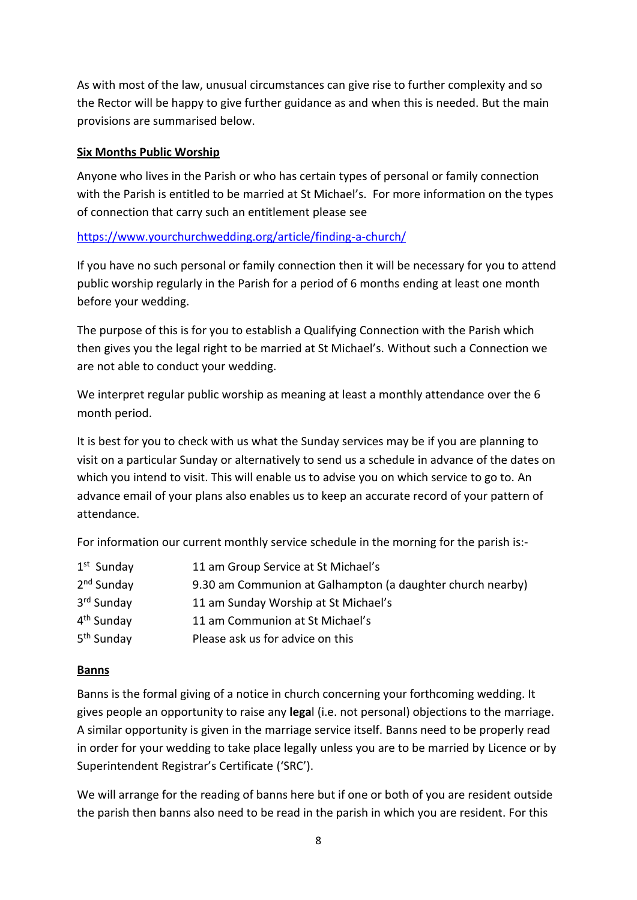As with most of the law, unusual circumstances can give rise to further complexity and so the Rector will be happy to give further guidance as and when this is needed. But the main provisions are summarised below.

**Six Months Public Worship**

Anyone who lives in the Parish or who has certain types of personal or family connection with the Parish is entitled to be married at St Michael's. For more information on the types of connection that carry such an entitlement please see

https://www.yourchurchwedding.org/article/finding-a-church/

If you have no such personal or family connection then it will be necessary for you to attend public worship regularly in the Parish for a period of 6 months ending at least one month before your wedding.

The purpose of this is for you to establish a Qualifying Connection with the Parish which then gives you the legal right to be married at St Michael's. Without such a Connection we are not able to conduct your wedding.

We interpret regular public worship as meaning at least a monthly attendance over the 6 month period.

It is best for you to check with us what the Sunday services may be if you are planning to visit on a particular Sunday or alternatively to send us a schedule in advance of the dates on which you intend to visit. This will enable us to advise you on which service to go to. An advance email of your plans also enables us to keep an accurate record of your pattern of attendance.

For information our current monthly service schedule in the morning for the parish is:-

| | |
|---|---|
| 1st Sunday | 11 am Group Service at St Michael's |
| 2nd Sunday | 9.30 am Communion at Galhampton (a daughter church nearby) |
| 3rd Sunday | 11 am Sunday Worship at St Michael's |
| 4th Sunday | 11 am Communion at St Michael's |
| 5th Sunday | Please ask us for advice on this |

**Banns**

Banns is the formal giving of a notice in church concerning your forthcoming wedding. It gives people an opportunity to raise any **legal** (i.e. not personal) objections to the marriage. A similar opportunity is given in the marriage service itself. Banns need to be properly read in order for your wedding to take place legally unless you are to be married by Licence or by Superintendent Registrar's Certificate ('SRC').

We will arrange for the reading of banns here but if one or both of you are resident outside the parish then banns also need to be read in the parish in which you are resident. For this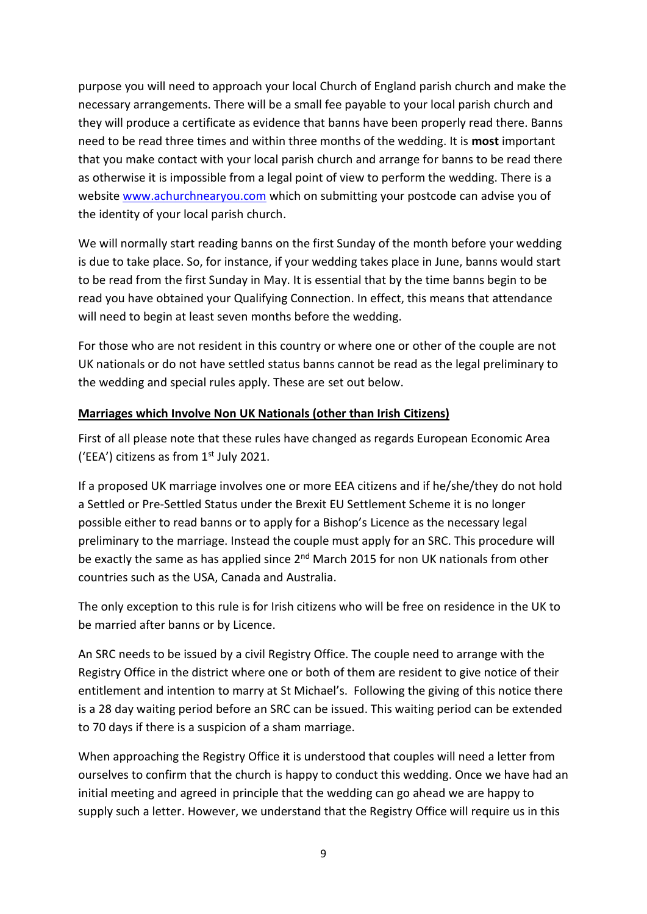purpose you will need to approach your local Church of England parish church and make the necessary arrangements. There will be a small fee payable to your local parish church and they will produce a certificate as evidence that banns have been properly read there. Banns need to be read three times and within three months of the wedding. It is **most** important that you make contact with your local parish church and arrange for banns to be read there as otherwise it is impossible from a legal point of view to perform the wedding. There is a website [www.achurchnearyou.com](http://www.achurchnearyou.com) which on submitting your postcode can advise you of the identity of your local parish church.

We will normally start reading banns on the first Sunday of the month before your wedding is due to take place. So, for instance, if your wedding takes place in June, banns would start to be read from the first Sunday in May. It is essential that by the time banns begin to be read you have obtained your Qualifying Connection. In effect, this means that attendance will need to begin at least seven months before the wedding.

For those who are not resident in this country or where one or other of the couple are not UK nationals or do not have settled status banns cannot be read as the legal preliminary to the wedding and special rules apply. These are set out below.

**Marriages which Involve Non UK Nationals (other than Irish Citizens)**

First of all please note that these rules have changed as regards European Economic Area ('EEA') citizens as from 1st July 2021.

If a proposed UK marriage involves one or more EEA citizens and if he/she/they do not hold a Settled or Pre-Settled Status under the Brexit EU Settlement Scheme it is no longer possible either to read banns or to apply for a Bishop's Licence as the necessary legal preliminary to the marriage. Instead the couple must apply for an SRC. This procedure will be exactly the same as has applied since 2nd March 2015 for non UK nationals from other countries such as the USA, Canada and Australia.

The only exception to this rule is for Irish citizens who will be free on residence in the UK to be married after banns or by Licence.

An SRC needs to be issued by a civil Registry Office. The couple need to arrange with the Registry Office in the district where one or both of them are resident to give notice of their entitlement and intention to marry at St Michael's. Following the giving of this notice there is a 28 day waiting period before an SRC can be issued. This waiting period can be extended to 70 days if there is a suspicion of a sham marriage.

When approaching the Registry Office it is understood that couples will need a letter from ourselves to confirm that the church is happy to conduct this wedding. Once we have had an initial meeting and agreed in principle that the wedding can go ahead we are happy to supply such a letter. However, we understand that the Registry Office will require us in this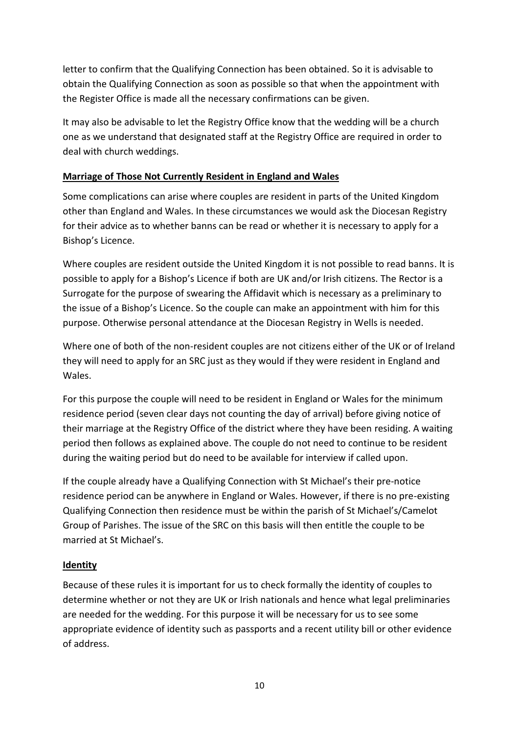letter to confirm that the Qualifying Connection has been obtained. So it is advisable to obtain the Qualifying Connection as soon as possible so that when the appointment with the Register Office is made all the necessary confirmations can be given.

It may also be advisable to let the Registry Office know that the wedding will be a church one as we understand that designated staff at the Registry Office are required in order to deal with church weddings.

**Marriage of Those Not Currently Resident in England and Wales**

Some complications can arise where couples are resident in parts of the United Kingdom other than England and Wales. In these circumstances we would ask the Diocesan Registry for their advice as to whether banns can be read or whether it is necessary to apply for a Bishop's Licence.

Where couples are resident outside the United Kingdom it is not possible to read banns. It is possible to apply for a Bishop's Licence if both are UK and/or Irish citizens. The Rector is a Surrogate for the purpose of swearing the Affidavit which is necessary as a preliminary to the issue of a Bishop's Licence. So the couple can make an appointment with him for this purpose. Otherwise personal attendance at the Diocesan Registry in Wells is needed.

Where one of both of the non-resident couples are not citizens either of the UK or of Ireland they will need to apply for an SRC just as they would if they were resident in England and Wales.

For this purpose the couple will need to be resident in England or Wales for the minimum residence period (seven clear days not counting the day of arrival) before giving notice of their marriage at the Registry Office of the district where they have been residing. A waiting period then follows as explained above. The couple do not need to continue to be resident during the waiting period but do need to be available for interview if called upon.

If the couple already have a Qualifying Connection with St Michael's their pre-notice residence period can be anywhere in England or Wales. However, if there is no pre-existing Qualifying Connection then residence must be within the parish of St Michael's/Camelot Group of Parishes. The issue of the SRC on this basis will then entitle the couple to be married at St Michael's.

**Identity**

Because of these rules it is important for us to check formally the identity of couples to determine whether or not they are UK or Irish nationals and hence what legal preliminaries are needed for the wedding. For this purpose it will be necessary for us to see some appropriate evidence of identity such as passports and a recent utility bill or other evidence of address.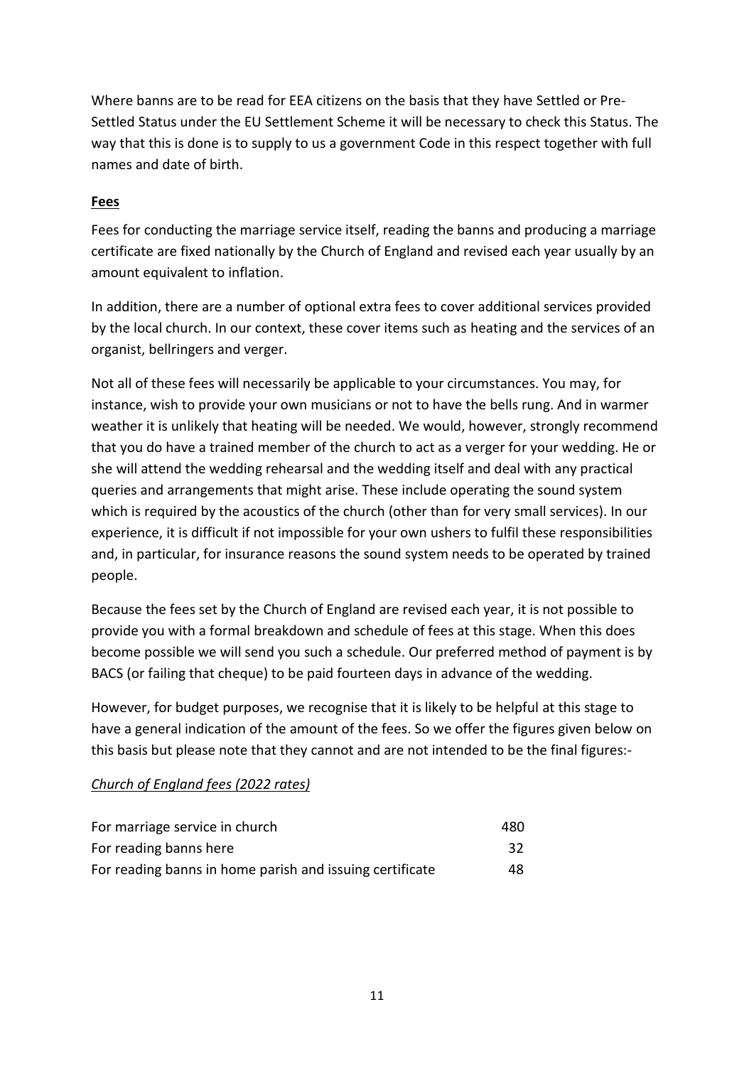Where banns are to be read for EEA citizens on the basis that they have Settled or Pre-Settled Status under the EU Settlement Scheme it will be necessary to check this Status. The way that this is done is to supply to us a government Code in this respect together with full names and date of birth.

**Fees**

Fees for conducting the marriage service itself, reading the banns and producing a marriage certificate are fixed nationally by the Church of England and revised each year usually by an amount equivalent to inflation.

In addition, there are a number of optional extra fees to cover additional services provided by the local church. In our context, these cover items such as heating and the services of an organist, bellringers and verger.

Not all of these fees will necessarily be applicable to your circumstances. You may, for instance, wish to provide your own musicians or not to have the bells rung. And in warmer weather it is unlikely that heating will be needed. We would, however, strongly recommend that you do have a trained member of the church to act as a verger for your wedding. He or she will attend the wedding rehearsal and the wedding itself and deal with any practical queries and arrangements that might arise. These include operating the sound system which is required by the acoustics of the church (other than for very small services). In our experience, it is difficult if not impossible for your own ushers to fulfil these responsibilities and, in particular, for insurance reasons the sound system needs to be operated by trained people.

Because the fees set by the Church of England are revised each year, it is not possible to provide you with a formal breakdown and schedule of fees at this stage. When this does become possible we will send you such a schedule. Our preferred method of payment is by BACS (or failing that cheque) to be paid fourteen days in advance of the wedding.

However, for budget purposes, we recognise that it is likely to be helpful at this stage to have a general indication of the amount of the fees. So we offer the figures given below on this basis but please note that they cannot and are not intended to be the final figures:-

*Church of England fees (2022 rates)*

| | |
|---|---|
| For marriage service in church | 480 |
| For reading banns here | 32 |
| For reading banns in home parish and issuing certificate | 48 |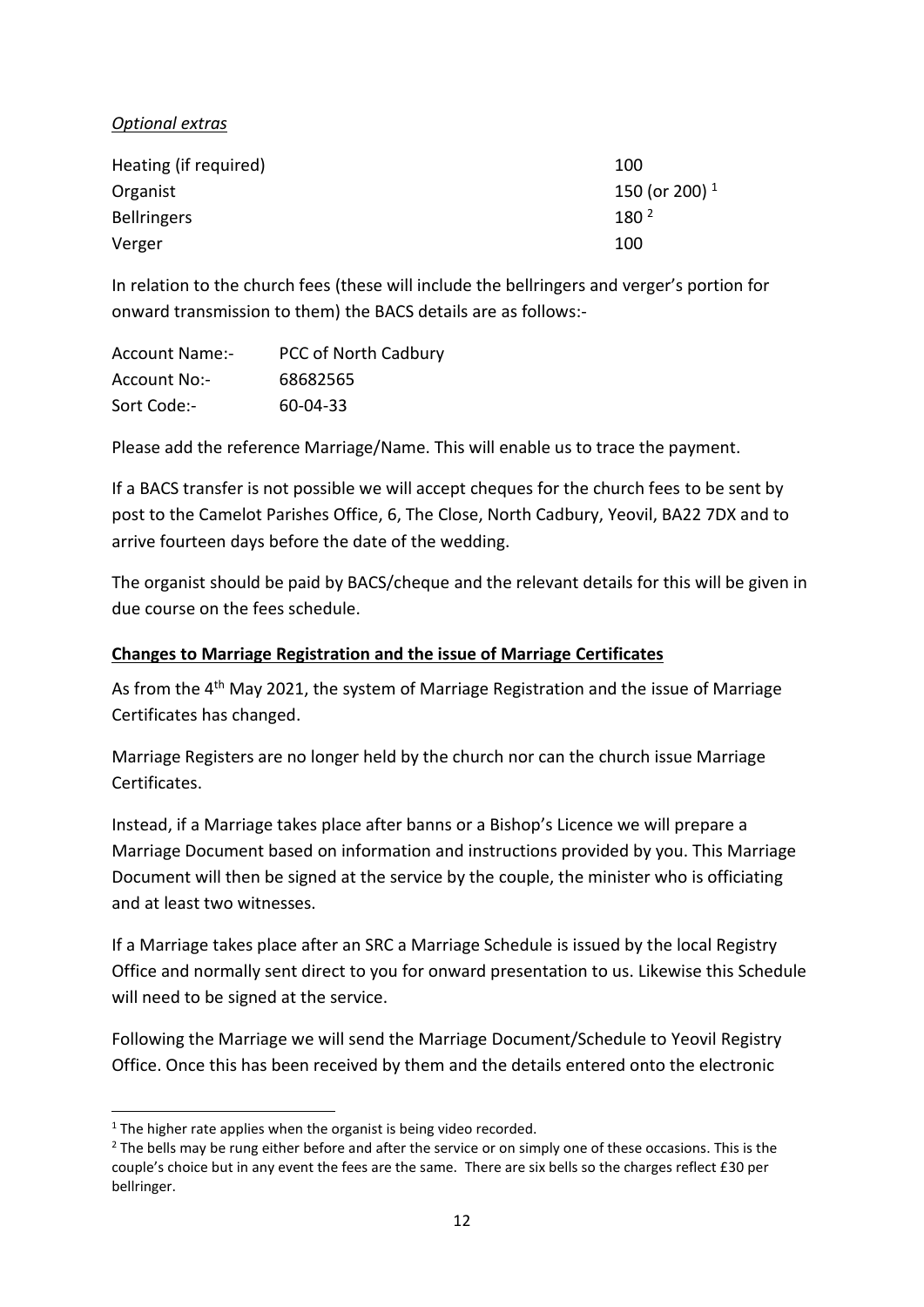*Optional extras*

| | |
|---|---|
| Heating (if required) | 100 |
| Organist | 150 (or 200) [1] |
| Bellringers | 180 [2] |
| Verger | 100 |

In relation to the church fees (these will include the bellringers and verger's portion for onward transmission to them) the BACS details are as follows:-

| | |
|---|---|
| Account Name:- | PCC of North Cadbury |
| Account No:- | 68682565 |
| Sort Code:- | 60-04-33 |

Please add the reference Marriage/Name. This will enable us to trace the payment.

If a BACS transfer is not possible we will accept cheques for the church fees to be sent by post to the Camelot Parishes Office, 6, The Close, North Cadbury, Yeovil, BA22 7DX and to arrive fourteen days before the date of the wedding.

The organist should be paid by BACS/cheque and the relevant details for this will be given in due course on the fees schedule.

## Changes to Marriage Registration and the issue of Marriage Certificates

As from the 4th May 2021, the system of Marriage Registration and the issue of Marriage Certificates has changed.

Marriage Registers are no longer held by the church nor can the church issue Marriage Certificates.

Instead, if a Marriage takes place after banns or a Bishop's Licence we will prepare a Marriage Document based on information and instructions provided by you. This Marriage Document will then be signed at the service by the couple, the minister who is officiating and at least two witnesses.

If a Marriage takes place after an SRC a Marriage Schedule is issued by the local Registry Office and normally sent direct to you for onward presentation to us. Likewise this Schedule will need to be signed at the service.

Following the Marriage we will send the Marriage Document/Schedule to Yeovil Registry Office. Once this has been received by them and the details entered onto the electronic

---

[1] The higher rate applies when the organist is being video recorded.

[2] The bells may be rung either before and after the service or on simply one of these occasions. This is the couple's choice but in any event the fees are the same. There are six bells so the charges reflect £30 per bellringer.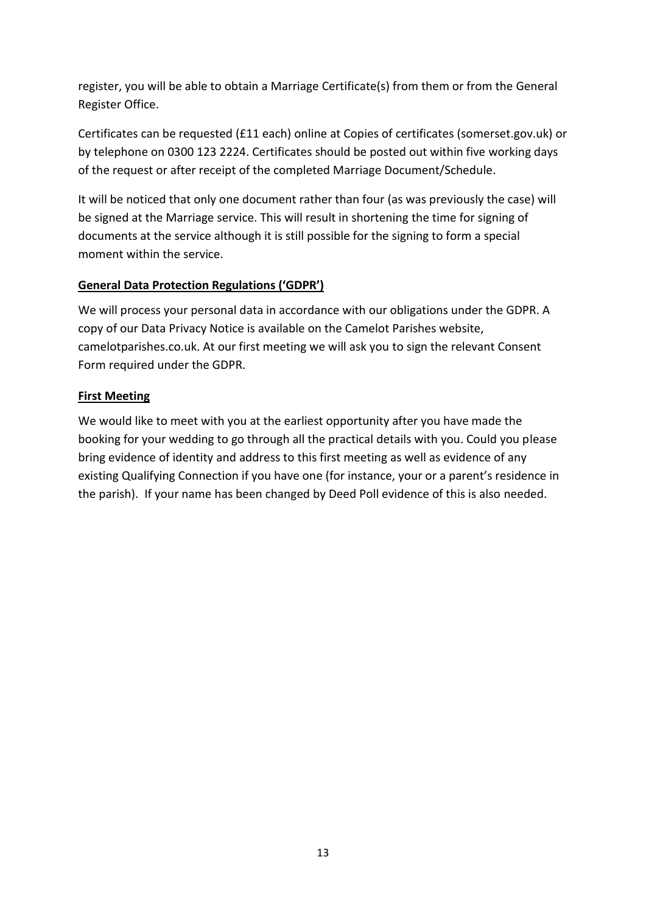register, you will be able to obtain a Marriage Certificate(s) from them or from the General Register Office.

Certificates can be requested (£11 each) online at Copies of certificates (somerset.gov.uk) or by telephone on 0300 123 2224. Certificates should be posted out within five working days of the request or after receipt of the completed Marriage Document/Schedule.

It will be noticed that only one document rather than four (as was previously the case) will be signed at the Marriage service. This will result in shortening the time for signing of documents at the service although it is still possible for the signing to form a special moment within the service.

**General Data Protection Regulations ('GDPR')**

We will process your personal data in accordance with our obligations under the GDPR. A copy of our Data Privacy Notice is available on the Camelot Parishes website, camelotparishes.co.uk. At our first meeting we will ask you to sign the relevant Consent Form required under the GDPR.

**First Meeting**

We would like to meet with you at the earliest opportunity after you have made the booking for your wedding to go through all the practical details with you. Could you please bring evidence of identity and address to this first meeting as well as evidence of any existing Qualifying Connection if you have one (for instance, your or a parent's residence in the parish). If your name has been changed by Deed Poll evidence of this is also needed.